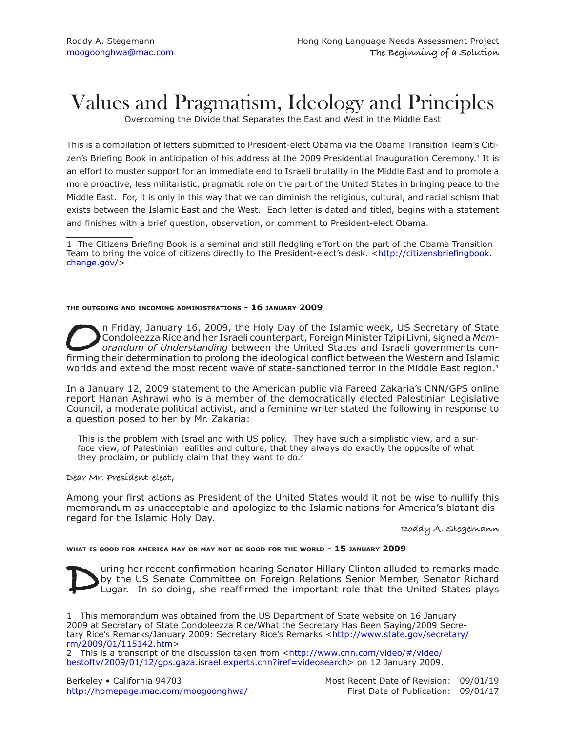Roddy A. Stegemann
moogoonghwa@mac.com

Hong Kong Language Needs Assessment Project
The Beginning of a Solution

# Values and Pragmatism, Ideology and Principles

Overcoming the Divide that Separates the East and West in the Middle East

This is a compilation of letters submitted to President-elect Obama via the Obama Transition Team's Citizen's Briefing Book in anticipation of his address at the 2009 Presidential Inauguration Ceremony.[1] It is an effort to muster support for an immediate end to Israeli brutality in the Middle East and to promote a more proactive, less militaristic, pragmatic role on the part of the United States in bringing peace to the Middle East. For, it is only in this way that we can diminish the religious, cultural, and racial schism that exists between the Islamic East and the West. Each letter is dated and titled, begins with a statement and finishes with a brief question, observation, or comment to President-elect Obama.

1 The Citizens Briefing Book is a seminal and still fledgling effort on the part of the Obama Transition Team to bring the voice of citizens directly to the President-elect's desk. <http://citizensbriefingbook.change.gov/>

#### THE OUTGOING AND INCOMING ADMINISTRATIONS - 16 JANUARY 2009

On Friday, January 16, 2009, the Holy Day of the Islamic week, US Secretary of State Condoleezza Rice and her Israeli counterpart, Foreign Minister Tzipi Livni, signed a *Memorandum of Understanding* between the United States and Israeli governments confirming their determination to prolong the ideological conflict between the Western and Islamic worlds and extend the most recent wave of state-sanctioned terror in the Middle East region.[1]

In a January 12, 2009 statement to the American public via Fareed Zakaria's CNN/GPS online report Hanan Ashrawi who is a member of the democratically elected Palestinian Legislative Council, a moderate political activist, and a feminine writer stated the following in response to a question posed to her by Mr. Zakaria:

> This is the problem with Israel and with US policy. They have such a simplistic view, and a surface view, of Palestinian realities and culture, that they always do exactly the opposite of what they proclaim, or publicly claim that they want to do.[2]

Dear Mr. President-elect,

Among your first actions as President of the United States would it not be wise to nullify this memorandum as unacceptable and apologize to the Islamic nations for America's blatant disregard for the Islamic Holy Day.

Roddy A. Stegemann

#### WHAT IS GOOD FOR AMERICA MAY OR MAY NOT BE GOOD FOR THE WORLD - 15 JANUARY 2009

During her recent confirmation hearing Senator Hillary Clinton alluded to remarks made by the US Senate Committee on Foreign Relations Senior Member, Senator Richard Lugar. In so doing, she reaffirmed the important role that the United States plays

1 This memorandum was obtained from the US Department of State website on 16 January 2009 at Secretary of State Condoleezza Rice/What the Secretary Has Been Saying/2009 Secretary Rice's Remarks/January 2009: Secretary Rice's Remarks <http://www.state.gov/secretary/rm/2009/01/115142.htm>

2 This is a transcript of the discussion taken from <http://www.cnn.com/video/#/video/bestoftv/2009/01/12/gps.gaza.israel.experts.cnn?iref=videosearch> on 12 January 2009.

Berkeley • California 94703
http://homepage.mac.com/moogoonghwa/

Most Recent Date of Revision: 09/01/19
First Date of Publication: 09/01/17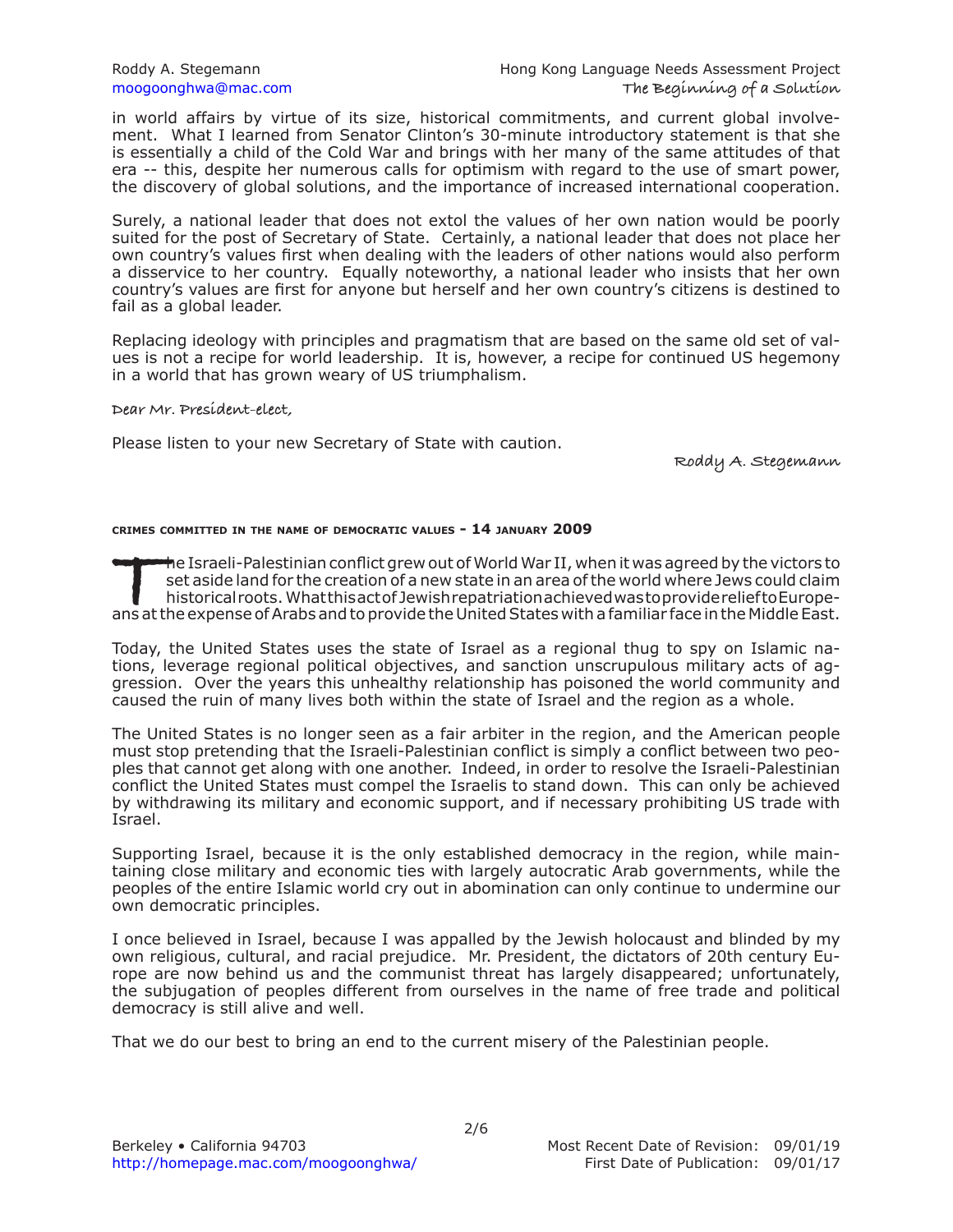in world affairs by virtue of its size, historical commitments, and current global involvement. What I learned from Senator Clinton's 30-minute introductory statement is that she is essentially a child of the Cold War and brings with her many of the same attitudes of that era -- this, despite her numerous calls for optimism with regard to the use of smart power, the discovery of global solutions, and the importance of increased international cooperation.

Surely, a national leader that does not extol the values of her own nation would be poorly suited for the post of Secretary of State. Certainly, a national leader that does not place her own country's values first when dealing with the leaders of other nations would also perform a disservice to her country. Equally noteworthy, a national leader who insists that her own country's values are first for anyone but herself and her own country's citizens is destined to fail as a global leader.

Replacing ideology with principles and pragmatism that are based on the same old set of values is not a recipe for world leadership. It is, however, a recipe for continued US hegemony in a world that has grown weary of US triumphalism.

Dear Mr. President-elect,

Please listen to your new Secretary of State with caution.

Roddy A. Stegemann

### CRIMES COMMITTED IN THE NAME OF DEMOCRATIC VALUES - 14 JANUARY 2009

The Israeli-Palestinian conflict grew out of World War II, when it was agreed by the victors to set aside land for the creation of a new state in an area of the world where Jews could claim historical roots. What this act of Jewish repatriation achieved was to provide relief to Europeans at the expense of Arabs and to provide the United States with a familiar face in the Middle East.

Today, the United States uses the state of Israel as a regional thug to spy on Islamic nations, leverage regional political objectives, and sanction unscrupulous military acts of aggression. Over the years this unhealthy relationship has poisoned the world community and caused the ruin of many lives both within the state of Israel and the region as a whole.

The United States is no longer seen as a fair arbiter in the region, and the American people must stop pretending that the Israeli-Palestinian conflict is simply a conflict between two peoples that cannot get along with one another. Indeed, in order to resolve the Israeli-Palestinian conflict the United States must compel the Israelis to stand down. This can only be achieved by withdrawing its military and economic support, and if necessary prohibiting US trade with Israel.

Supporting Israel, because it is the only established democracy in the region, while maintaining close military and economic ties with largely autocratic Arab governments, while the peoples of the entire Islamic world cry out in abomination can only continue to undermine our own democratic principles.

I once believed in Israel, because I was appalled by the Jewish holocaust and blinded by my own religious, cultural, and racial prejudice. Mr. President, the dictators of 20th century Europe are now behind us and the communist threat has largely disappeared; unfortunately, the subjugation of peoples different from ourselves in the name of free trade and political democracy is still alive and well.

That we do our best to bring an end to the current misery of the Palestinian people.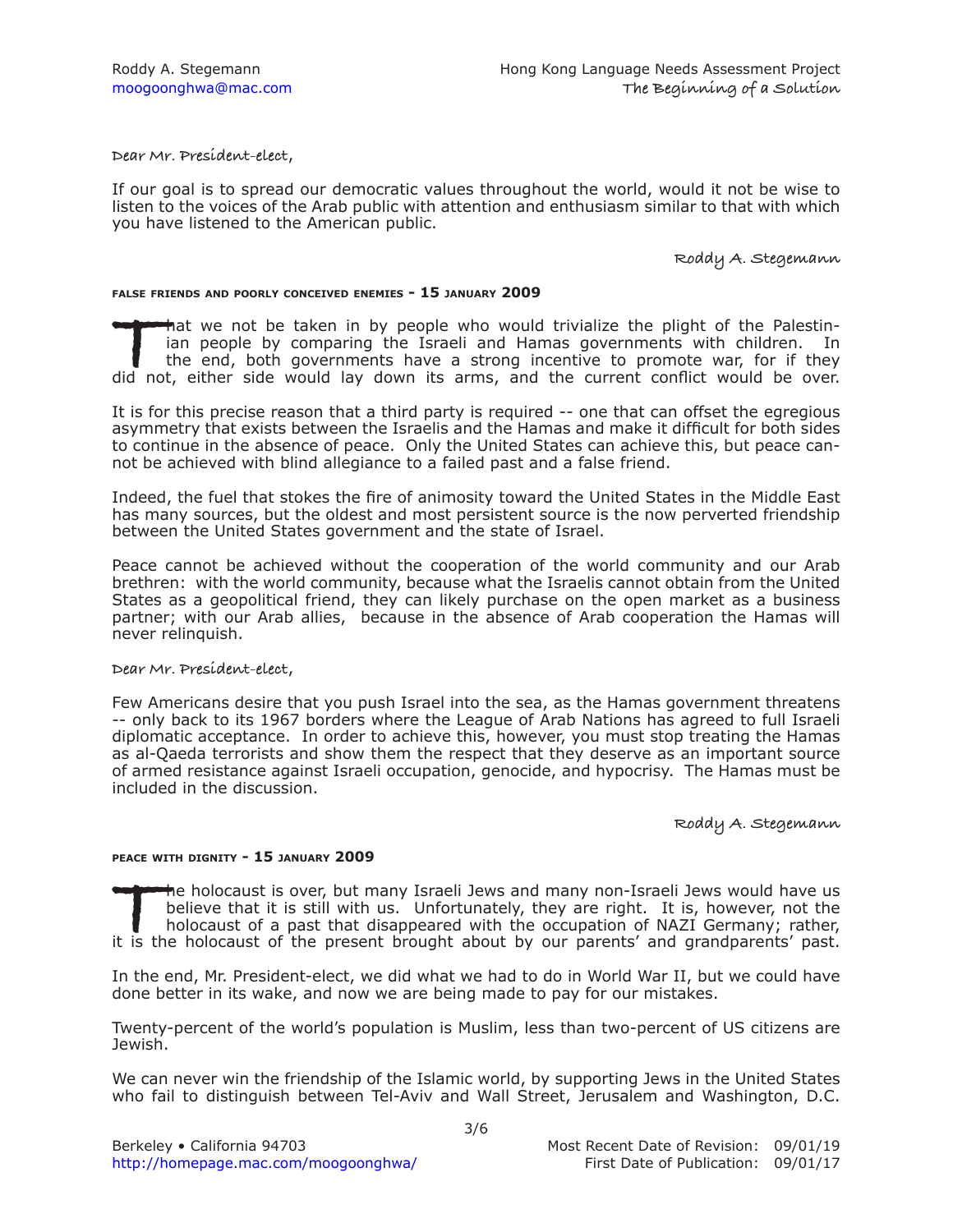Dear Mr. President-elect,

If our goal is to spread our democratic values throughout the world, would it not be wise to listen to the voices of the Arab public with attention and enthusiasm similar to that with which you have listened to the American public.

Roddy A. Stegemann

### FALSE FRIENDS AND POORLY CONCEIVED ENEMIES - 15 JANUARY 2009

That we not be taken in by people who would trivialize the plight of the Palestinian people by comparing the Israeli and Hamas governments with children. In the end, both governments have a strong incentive to promote war, for if they did not, either side would lay down its arms, and the current conflict would be over.

It is for this precise reason that a third party is required -- one that can offset the egregious asymmetry that exists between the Israelis and the Hamas and make it difficult for both sides to continue in the absence of peace. Only the United States can achieve this, but peace cannot be achieved with blind allegiance to a failed past and a false friend.

Indeed, the fuel that stokes the fire of animosity toward the United States in the Middle East has many sources, but the oldest and most persistent source is the now perverted friendship between the United States government and the state of Israel.

Peace cannot be achieved without the cooperation of the world community and our Arab brethren: with the world community, because what the Israelis cannot obtain from the United States as a geopolitical friend, they can likely purchase on the open market as a business partner; with our Arab allies, because in the absence of Arab cooperation the Hamas will never relinquish.

Dear Mr. President-elect,

Few Americans desire that you push Israel into the sea, as the Hamas government threatens -- only back to its 1967 borders where the League of Arab Nations has agreed to full Israeli diplomatic acceptance. In order to achieve this, however, you must stop treating the Hamas as al-Qaeda terrorists and show them the respect that they deserve as an important source of armed resistance against Israeli occupation, genocide, and hypocrisy. The Hamas must be included in the discussion.

Roddy A. Stegemann

### PEACE WITH DIGNITY - 15 JANUARY 2009

The holocaust is over, but many Israeli Jews and many non-Israeli Jews would have us believe that it is still with us. Unfortunately, they are right. It is, however, not the holocaust of a past that disappeared with the occupation of NAZI Germany; rather, it is the holocaust of the present brought about by our parents' and grandparents' past.

In the end, Mr. President-elect, we did what we had to do in World War II, but we could have done better in its wake, and now we are being made to pay for our mistakes.

Twenty-percent of the world's population is Muslim, less than two-percent of US citizens are Jewish.

We can never win the friendship of the Islamic world, by supporting Jews in the United States who fail to distinguish between Tel-Aviv and Wall Street, Jerusalem and Washington, D.C.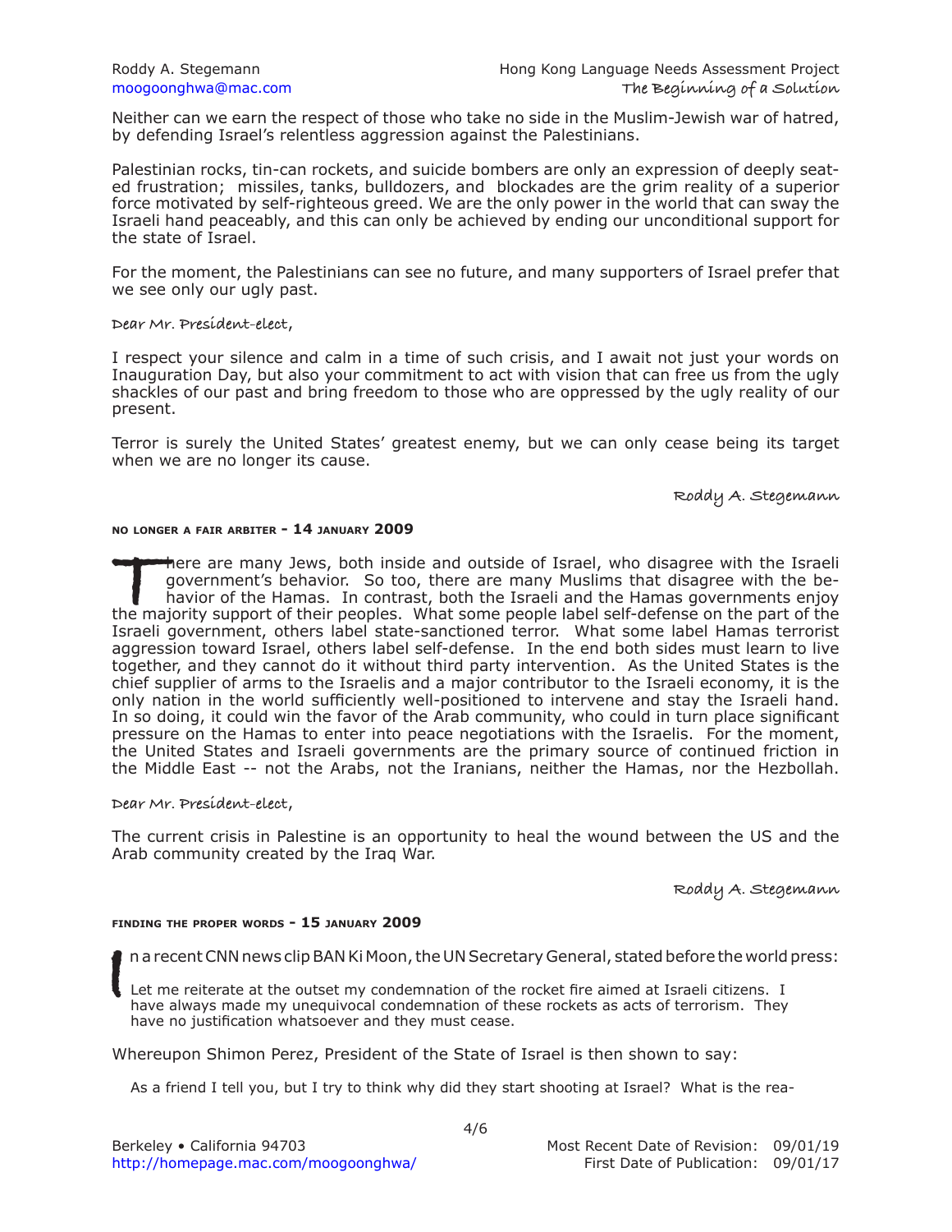Neither can we earn the respect of those who take no side in the Muslim-Jewish war of hatred, by defending Israel's relentless aggression against the Palestinians.

Palestinian rocks, tin-can rockets, and suicide bombers are only an expression of deeply seated frustration; missiles, tanks, bulldozers, and blockades are the grim reality of a superior force motivated by self-righteous greed. We are the only power in the world that can sway the Israeli hand peaceably, and this can only be achieved by ending our unconditional support for the state of Israel.

For the moment, the Palestinians can see no future, and many supporters of Israel prefer that we see only our ugly past.

Dear Mr. President-elect,

I respect your silence and calm in a time of such crisis, and I await not just your words on Inauguration Day, but also your commitment to act with vision that can free us from the ugly shackles of our past and bring freedom to those who are oppressed by the ugly reality of our present.

Terror is surely the United States' greatest enemy, but we can only cease being its target when we are no longer its cause.

Roddy A. Stegemann

#### NO LONGER A FAIR ARBITER - 14 JANUARY 2009

There are many Jews, both inside and outside of Israel, who disagree with the Israeli government's behavior. So too, there are many Muslims that disagree with the behavior of the Hamas. In contrast, both the Israeli and the Hamas governments enjoy the majority support of their peoples. What some people label self-defense on the part of the Israeli government, others label state-sanctioned terror. What some label Hamas terrorist aggression toward Israel, others label self-defense. In the end both sides must learn to live together, and they cannot do it without third party intervention. As the United States is the chief supplier of arms to the Israelis and a major contributor to the Israeli economy, it is the only nation in the world sufficiently well-positioned to intervene and stay the Israeli hand. In so doing, it could win the favor of the Arab community, who could in turn place significant pressure on the Hamas to enter into peace negotiations with the Israelis. For the moment, the United States and Israeli governments are the primary source of continued friction in the Middle East -- not the Arabs, not the Iranians, neither the Hamas, nor the Hezbollah.

Dear Mr. President-elect,

The current crisis in Palestine is an opportunity to heal the wound between the US and the Arab community created by the Iraq War.

Roddy A. Stegemann

#### FINDING THE PROPER WORDS - 15 JANUARY 2009

In a recent CNN news clip BAN Ki Moon, the UN Secretary General, stated before the world press:

> Let me reiterate at the outset my condemnation of the rocket fire aimed at Israeli citizens. I have always made my unequivocal condemnation of these rockets as acts of terrorism. They have no justification whatsoever and they must cease.

Whereupon Shimon Perez, President of the State of Israel is then shown to say:

> As a friend I tell you, but I try to think why did they start shooting at Israel? What is the rea-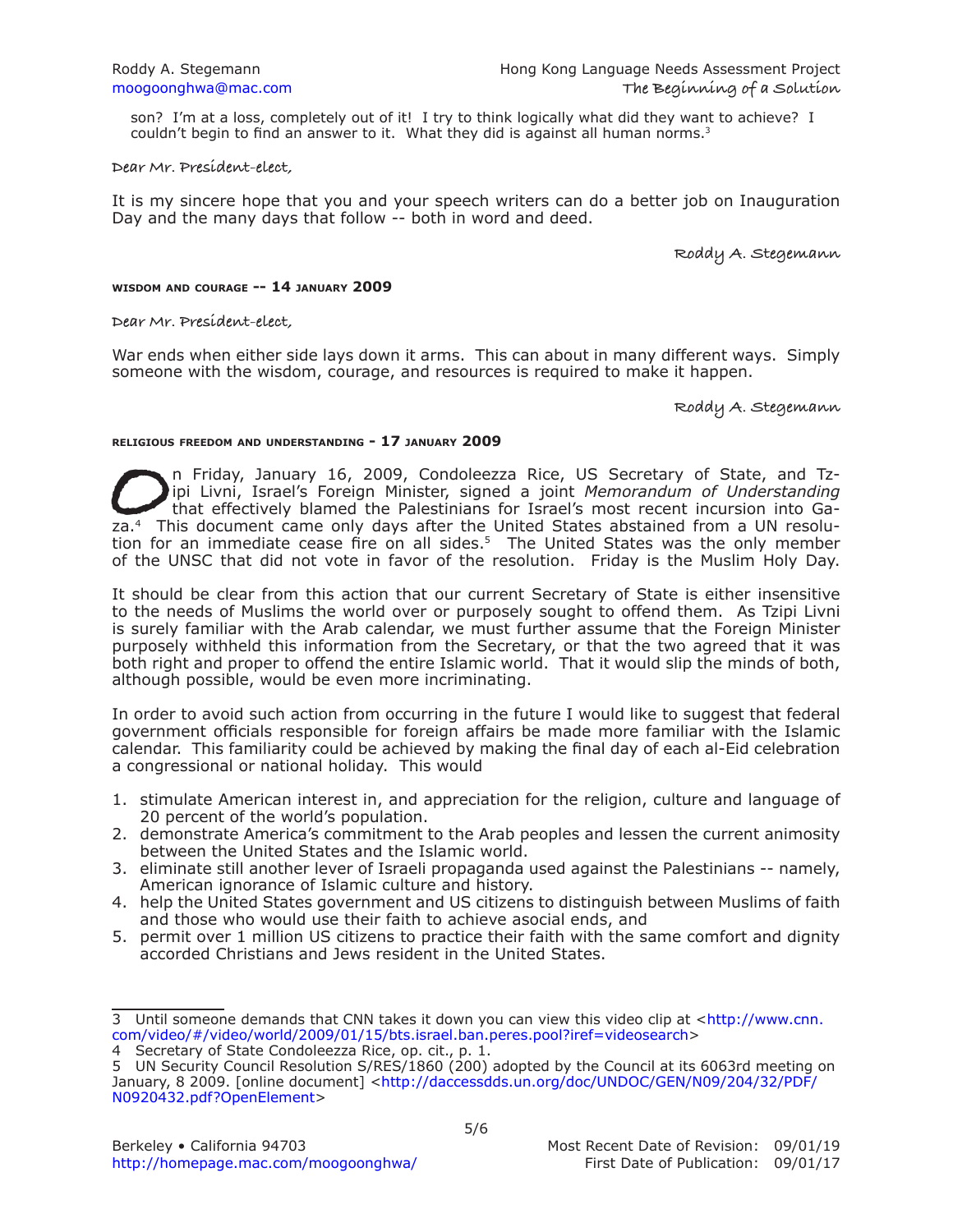son? I'm at a loss, completely out of it! I try to think logically what did they want to achieve? I couldn't begin to find an answer to it. What they did is against all human norms.[3]

Dear Mr. President-elect,

It is my sincere hope that you and your speech writers can do a better job on Inauguration Day and the many days that follow -- both in word and deed.

Roddy A. Stegemann

#### WISDOM AND COURAGE -- 14 JANUARY 2009

Dear Mr. President-elect,

War ends when either side lays down it arms. This can about in many different ways. Simply someone with the wisdom, courage, and resources is required to make it happen.

Roddy A. Stegemann

#### RELIGIOUS FREEDOM AND UNDERSTANDING - 17 JANUARY 2009

On Friday, January 16, 2009, Condoleezza Rice, US Secretary of State, and Tzipi Livni, Israel's Foreign Minister, signed a joint *Memorandum of Understanding* that effectively blamed the Palestinians for Israel's most recent incursion into Gaza.[4] This document came only days after the United States abstained from a UN resolution for an immediate cease fire on all sides.[5] The United States was the only member of the UNSC that did not vote in favor of the resolution. Friday is the Muslim Holy Day.

It should be clear from this action that our current Secretary of State is either insensitive to the needs of Muslims the world over or purposely sought to offend them. As Tzipi Livni is surely familiar with the Arab calendar, we must further assume that the Foreign Minister purposely withheld this information from the Secretary, or that the two agreed that it was both right and proper to offend the entire Islamic world. That it would slip the minds of both, although possible, would be even more incriminating.

In order to avoid such action from occurring in the future I would like to suggest that federal government officials responsible for foreign affairs be made more familiar with the Islamic calendar. This familiarity could be achieved by making the final day of each al-Eid celebration a congressional or national holiday. This would

1. stimulate American interest in, and appreciation for the religion, culture and language of 20 percent of the world's population.
2. demonstrate America's commitment to the Arab peoples and lessen the current animosity between the United States and the Islamic world.
3. eliminate still another lever of Israeli propaganda used against the Palestinians -- namely, American ignorance of Islamic culture and history.
4. help the United States government and US citizens to distinguish between Muslims of faith and those who would use their faith to achieve asocial ends, and
5. permit over 1 million US citizens to practice their faith with the same comfort and dignity accorded Christians and Jews resident in the United States.

---

3 Until someone demands that CNN takes it down you can view this video clip at <http://www.cnn.com/video/#/video/world/2009/01/15/bts.israel.ban.peres.pool?iref=videosearch>

4 Secretary of State Condoleezza Rice, op. cit., p. 1.

5 UN Security Council Resolution S/RES/1860 (200) adopted by the Council at its 6063rd meeting on January, 8 2009. [online document] <http://daccessdds.un.org/doc/UNDOC/GEN/N09/204/32/PDF/N0920432.pdf?OpenElement>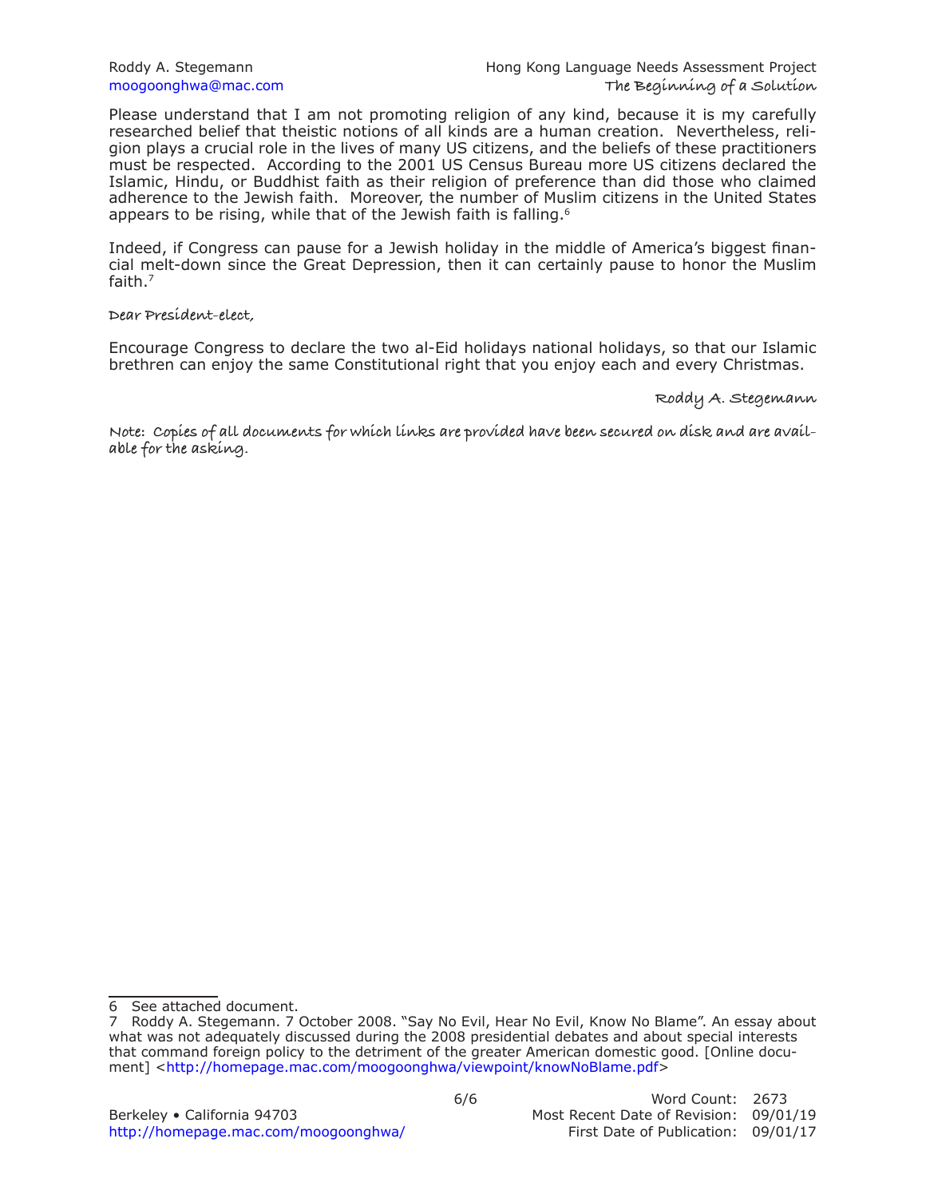Please understand that I am not promoting religion of any kind, because it is my carefully researched belief that theistic notions of all kinds are a human creation. Nevertheless, religion plays a crucial role in the lives of many US citizens, and the beliefs of these practitioners must be respected. According to the 2001 US Census Bureau more US citizens declared the Islamic, Hindu, or Buddhist faith as their religion of preference than did those who claimed adherence to the Jewish faith. Moreover, the number of Muslim citizens in the United States appears to be rising, while that of the Jewish faith is falling.[6]

Indeed, if Congress can pause for a Jewish holiday in the middle of America's biggest financial melt-down since the Great Depression, then it can certainly pause to honor the Muslim faith.[7]

*Dear President-elect,*

Encourage Congress to declare the two al-Eid holidays national holidays, so that our Islamic brethren can enjoy the same Constitutional right that you enjoy each and every Christmas.

*Roddy A. Stegemann*

*Note: Copies of all documents for which links are provided have been secured on disk and are available for the asking.*

---

6 See attached document.

7 Roddy A. Stegemann. 7 October 2008. "Say No Evil, Hear No Evil, Know No Blame". An essay about what was not adequately discussed during the 2008 presidential debates and about special interests that command foreign policy to the detriment of the greater American domestic good. [Online document] <http://homepage.mac.com/moogoonghwa/viewpoint/knowNoBlame.pdf>

Word Count: 2673
Most Recent Date of Revision: 09/01/19
First Date of Publication: 09/01/17